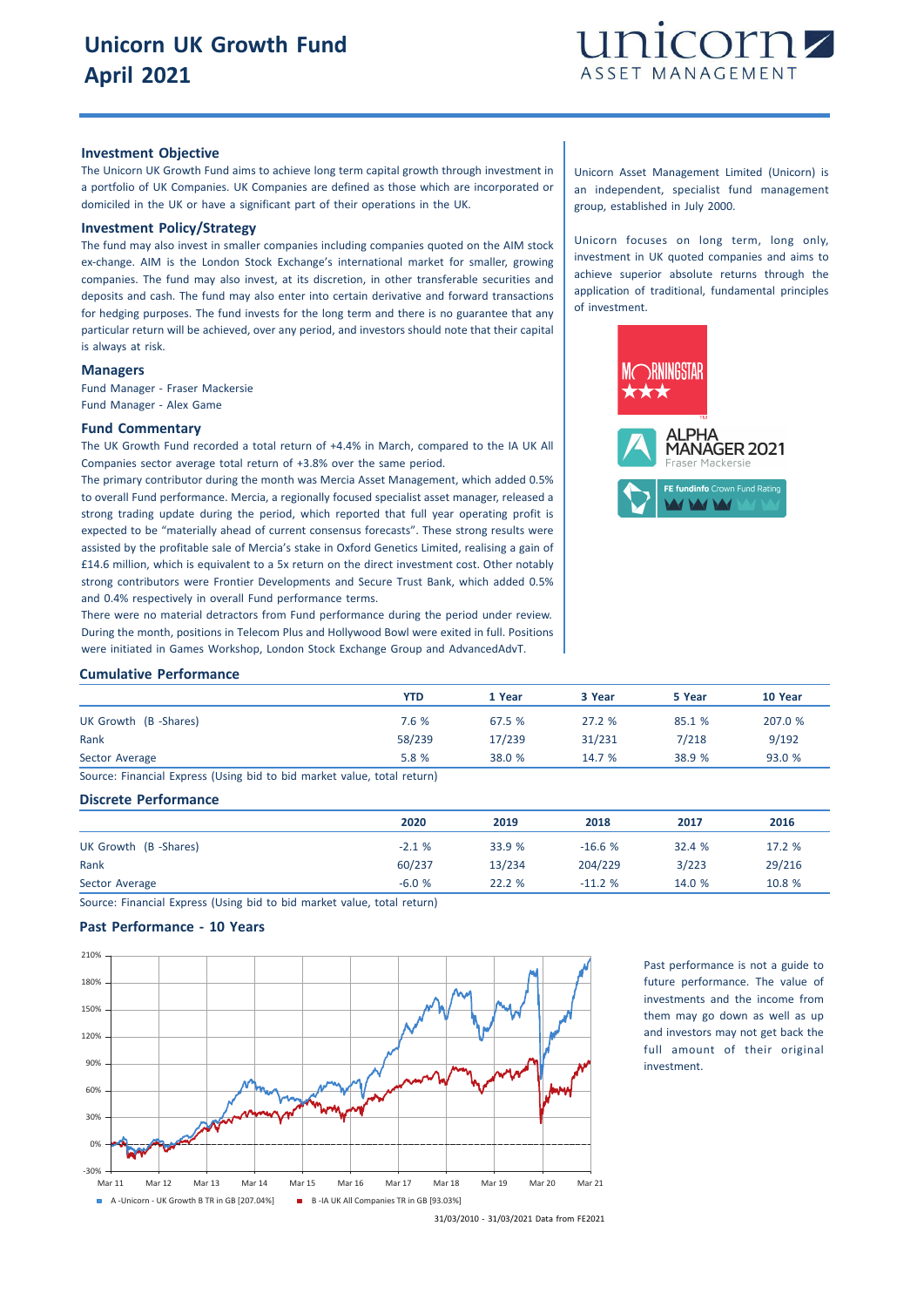# Unicorn UK Growth Fund
# April 2021

unicorn ASSET MANAGEMENT

## Investment Objective

The Unicorn UK Growth Fund aims to achieve long term capital growth through investment in a portfolio of UK Companies. UK Companies are defined as those which are incorporated or domiciled in the UK or have a significant part of their operations in the UK.

## Investment Policy/Strategy

The fund may also invest in smaller companies including companies quoted on the AIM stock ex-change. AIM is the London Stock Exchange's international market for smaller, growing companies. The fund may also invest, at its discretion, in other transferable securities and deposits and cash. The fund may also enter into certain derivative and forward transactions for hedging purposes. The fund invests for the long term and there is no guarantee that any particular return will be achieved, over any period, and investors should note that their capital is always at risk.

## Managers

Fund Manager - Fraser Mackersie
Fund Manager - Alex Game

## Fund Commentary

The UK Growth Fund recorded a total return of +4.4% in March, compared to the IA UK All Companies sector average total return of +3.8% over the same period.

The primary contributor during the month was Mercia Asset Management, which added 0.5% to overall Fund performance. Mercia, a regionally focused specialist asset manager, released a strong trading update during the period, which reported that full year operating profit is expected to be "materially ahead of current consensus forecasts". These strong results were assisted by the profitable sale of Mercia's stake in Oxford Genetics Limited, realising a gain of £14.6 million, which is equivalent to a 5x return on the direct investment cost. Other notably strong contributors were Frontier Developments and Secure Trust Bank, which added 0.5% and 0.4% respectively in overall Fund performance terms.

There were no material detractors from Fund performance during the period under review. During the month, positions in Telecom Plus and Hollywood Bowl were exited in full. Positions were initiated in Games Workshop, London Stock Exchange Group and AdvancedAdvT.

Unicorn Asset Management Limited (Unicorn) is an independent, specialist fund management group, established in July 2000.

Unicorn focuses on long term, long only, investment in UK quoted companies and aims to achieve superior absolute returns through the application of traditional, fundamental principles of investment.

MORNINGSTAR ★★★

ALPHA MANAGER 2021 Fraser Mackersie

FE fundinfo Crown Fund Rating

## Cumulative Performance

| | YTD | 1 Year | 3 Year | 5 Year | 10 Year |
|---|---|---|---|---|---|
| UK Growth (B -Shares) | 7.6 % | 67.5 % | 27.2 % | 85.1 % | 207.0 % |
| Rank | 58/239 | 17/239 | 31/231 | 7/218 | 9/192 |
| Sector Average | 5.8 % | 38.0 % | 14.7 % | 38.9 % | 93.0 % |

Source: Financial Express (Using bid to bid market value, total return)

## Discrete Performance

| | 2020 | 2019 | 2018 | 2017 | 2016 |
|---|---|---|---|---|---|
| UK Growth (B -Shares) | -2.1 % | 33.9 % | -16.6 % | 32.4 % | 17.2 % |
| Rank | 60/237 | 13/234 | 204/229 | 3/223 | 29/216 |
| Sector Average | -6.0 % | 22.2 % | -11.2 % | 14.0 % | 10.8 % |

Source: Financial Express (Using bid to bid market value, total return)

## Past Performance - 10 Years

A -Unicorn - UK Growth B TR in GB [207.04%]  B -IA UK All Companies TR in GB [93.03%]

31/03/2010 - 31/03/2021 Data from FE2021

Past performance is not a guide to future performance. The value of investments and the income from them may go down as well as up and investors may not get back the full amount of their original investment.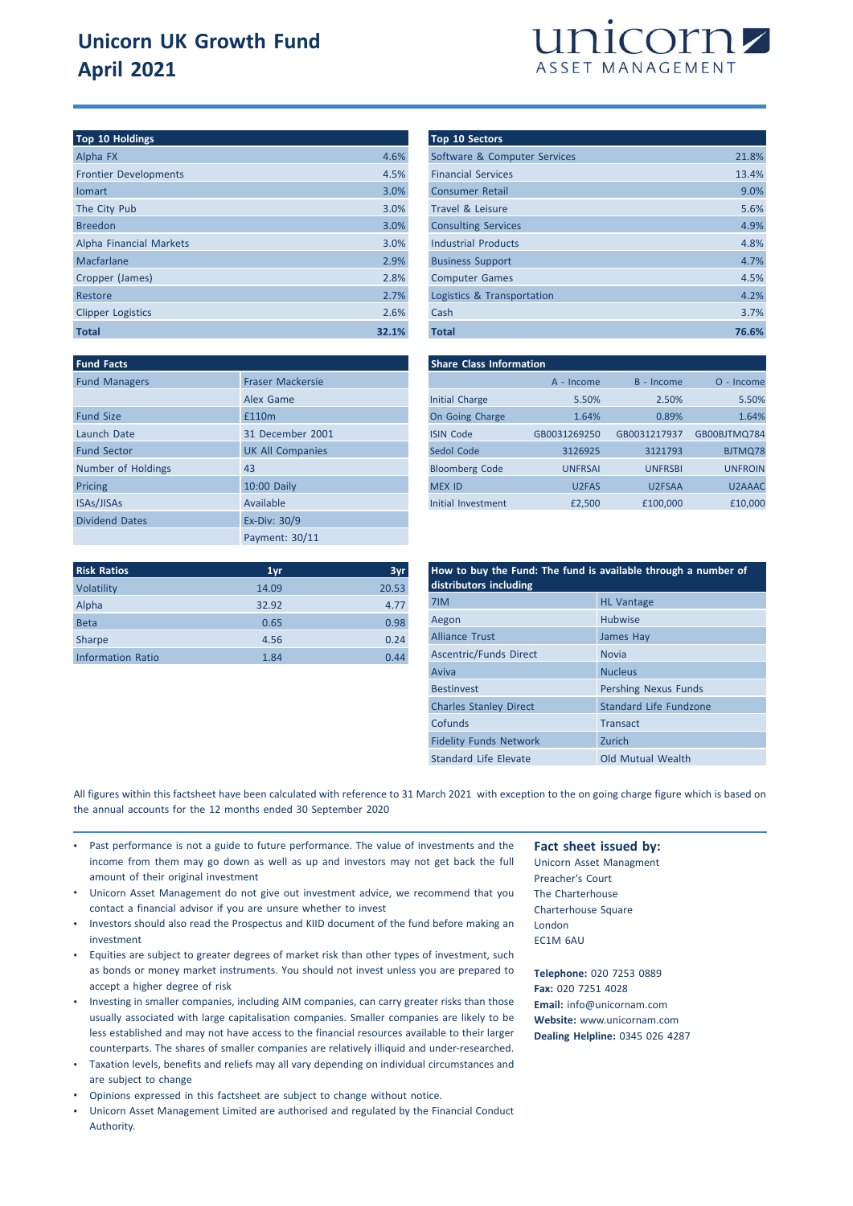# Unicorn UK Growth Fund
# April 2021

unicorn ASSET MANAGEMENT

| Top 10 Holdings | |
|---|---|
| Alpha FX | 4.6% |
| Frontier Developments | 4.5% |
| Iomart | 3.0% |
| The City Pub | 3.0% |
| Breedon | 3.0% |
| Alpha Financial Markets | 3.0% |
| Macfarlane | 2.9% |
| Cropper (James) | 2.8% |
| Restore | 2.7% |
| Clipper Logistics | 2.6% |
| **Total** | **32.1%** |

| Top 10 Sectors | |
|---|---|
| Software & Computer Services | 21.8% |
| Financial Services | 13.4% |
| Consumer Retail | 9.0% |
| Travel & Leisure | 5.6% |
| Consulting Services | 4.9% |
| Industrial Products | 4.8% |
| Business Support | 4.7% |
| Computer Games | 4.5% |
| Logistics & Transportation | 4.2% |
| Cash | 3.7% |
| **Total** | **76.6%** |

| Fund Facts | |
|---|---|
| Fund Managers | Fraser Mackersie |
| | Alex Game |
| Fund Size | £110m |
| Launch Date | 31 December 2001 |
| Fund Sector | UK All Companies |
| Number of Holdings | 43 |
| Pricing | 10:00 Daily |
| ISAs/JISAs | Available |
| Dividend Dates | Ex-Div: 30/9 |
| | Payment: 30/11 |

| Share Class Information | A - Income | B - Income | O - Income |
|---|---|---|---|
| Initial Charge | 5.50% | 2.50% | 5.50% |
| On Going Charge | 1.64% | 0.89% | 1.64% |
| ISIN Code | GB0031269250 | GB0031217937 | GB00BJTMQ784 |
| Sedol Code | 3126925 | 3121793 | BJTMQ78 |
| Bloomberg Code | UNFRSAI | UNFRSBI | UNFROIN |
| MEX ID | U2FAS | U2FSAA | U2AAAC |
| Initial Investment | £2,500 | £100,000 | £10,000 |

| Risk Ratios | 1yr | 3yr |
|---|---|---|
| Volatility | 14.09 | 20.53 |
| Alpha | 32.92 | 4.77 |
| Beta | 0.65 | 0.98 |
| Sharpe | 4.56 | 0.24 |
| Information Ratio | 1.84 | 0.44 |

| How to buy the Fund: The fund is available through a number of distributors including | |
|---|---|
| 7IM | HL Vantage |
| Aegon | Hubwise |
| Alliance Trust | James Hay |
| Ascentric/Funds Direct | Novia |
| Aviva | Nucleus |
| Bestinvest | Pershing Nexus Funds |
| Charles Stanley Direct | Standard Life Fundzone |
| Cofunds | Transact |
| Fidelity Funds Network | Zurich |
| Standard Life Elevate | Old Mutual Wealth |

All figures within this factsheet have been calculated with reference to 31 March 2021 with exception to the on going charge figure which is based on the annual accounts for the 12 months ended 30 September 2020

- Past performance is not a guide to future performance. The value of investments and the income from them may go down as well as up and investors may not get back the full amount of their original investment
- Unicorn Asset Management do not give out investment advice, we recommend that you contact a financial advisor if you are unsure whether to invest
- Investors should also read the Prospectus and KIID document of the fund before making an investment
- Equities are subject to greater degrees of market risk than other types of investment, such as bonds or money market instruments. You should not invest unless you are prepared to accept a higher degree of risk
- Investing in smaller companies, including AIM companies, can carry greater risks than those usually associated with large capitalisation companies. Smaller companies are likely to be less established and may not have access to the financial resources available to their larger counterparts. The shares of smaller companies are relatively illiquid and under-researched.
- Taxation levels, benefits and reliefs may all vary depending on individual circumstances and are subject to change
- Opinions expressed in this factsheet are subject to change without notice.
- Unicorn Asset Management Limited are authorised and regulated by the Financial Conduct Authority.

**Fact sheet issued by:**

Unicorn Asset Managment
Preacher's Court
The Charterhouse
Charterhouse Square
London
EC1M 6AU

**Telephone:** 020 7253 0889
**Fax:** 020 7251 4028
**Email:** info@unicornam.com
**Website:** www.unicornam.com
**Dealing Helpline:** 0345 026 4287